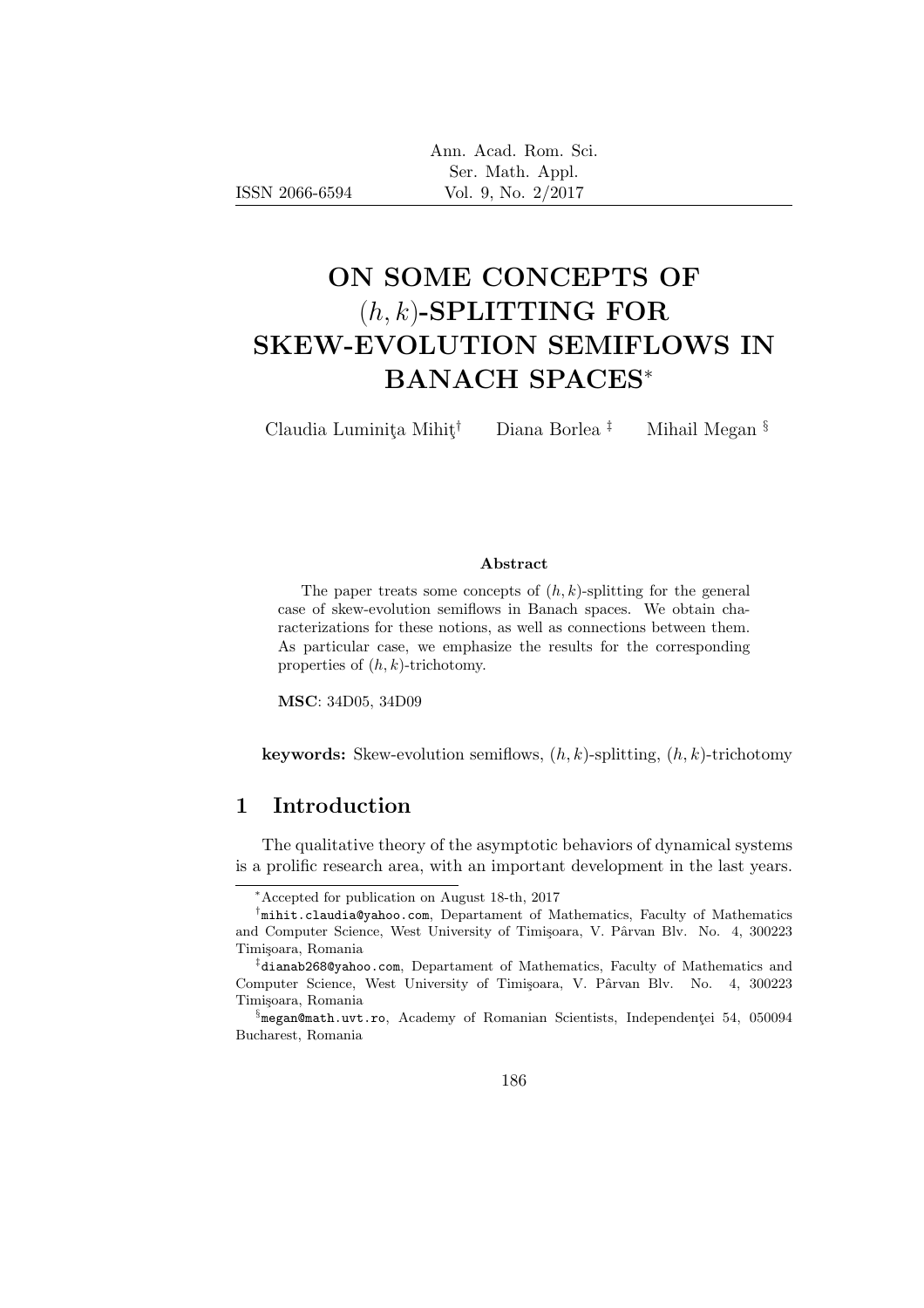# ON SOME CONCEPTS OF $(h, k)$-SPLITTING FOR SKEW-EVOLUTION SEMIFLOWS IN BANACH SPACES[*]

Claudia Luminiţa Mihiţ[†] Diana Borlea[‡] Mihail Megan[§]

**Abstract**

The paper treats some concepts of $(h, k)$-splitting for the general case of skew-evolution semiflows in Banach spaces. We obtain characterizations for these notions, as well as connections between them. As particular case, we emphasize the results for the corresponding properties of $(h, k)$-trichotomy.

**MSC**: 34D05, 34D09

**keywords:** Skew-evolution semiflows, $(h, k)$-splitting, $(h, k)$-trichotomy

## 1 Introduction

The qualitative theory of the asymptotic behaviors of dynamical systems is a prolific research area, with an important development in the last years.

---

[*]Accepted for publication on August 18-th, 2017

[†]mihit.claudia@yahoo.com, Departament of Mathematics, Faculty of Mathematics and Computer Science, West University of Timişoara, V. Pârvan Blv. No. 4, 300223 Timişoara, Romania

[‡]dianab268@yahoo.com, Departament of Mathematics, Faculty of Mathematics and Computer Science, West University of Timişoara, V. Pârvan Blv. No. 4, 300223 Timişoara, Romania

[§]megan@math.uvt.ro, Academy of Romanian Scientists, Independenţei 54, 050094 Bucharest, Romania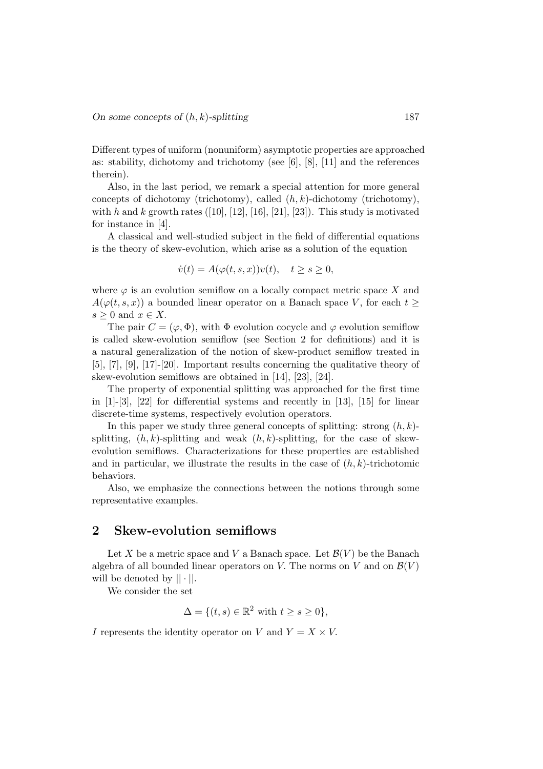Different types of uniform (nonuniform) asymptotic properties are approached as: stability, dichotomy and trichotomy (see [6], [8], [11] and the references therein).

Also, in the last period, we remark a special attention for more general concepts of dichotomy (trichotomy), called $(h,k)$-dichotomy (trichotomy), with $h$ and $k$ growth rates ([10], [12], [16], [21], [23]). This study is motivated for instance in [4].

A classical and well-studied subject in the field of differential equations is the theory of skew-evolution, which arise as a solution of the equation

$$\dot{v}(t) = A(\varphi(t,s,x))v(t), \quad t \geq s \geq 0,$$

where $\varphi$ is an evolution semiflow on a locally compact metric space $X$ and $A(\varphi(t,s,x))$ a bounded linear operator on a Banach space $V$, for each $t \geq s \geq 0$ and $x \in X$.

The pair $C = (\varphi, \Phi)$, with $\Phi$ evolution cocycle and $\varphi$ evolution semiflow is called skew-evolution semiflow (see Section 2 for definitions) and it is a natural generalization of the notion of skew-product semiflow treated in [5], [7], [9], [17]-[20]. Important results concerning the qualitative theory of skew-evolution semiflows are obtained in [14], [23], [24].

The property of exponential splitting was approached for the first time in [1]-[3], [22] for differential systems and recently in [13], [15] for linear discrete-time systems, respectively evolution operators.

In this paper we study three general concepts of splitting: strong $(h,k)$-splitting, $(h,k)$-splitting and weak $(h,k)$-splitting, for the case of skew-evolution semiflows. Characterizations for these properties are established and in particular, we illustrate the results in the case of $(h,k)$-trichotomic behaviors.

Also, we emphasize the connections between the notions through some representative examples.

## 2 Skew-evolution semiflows

Let $X$ be a metric space and $V$ a Banach space. Let $\mathcal{B}(V)$ be the Banach algebra of all bounded linear operators on $V$. The norms on $V$ and on $\mathcal{B}(V)$ will be denoted by $|| \cdot ||$.

We consider the set

$$\Delta = \{(t,s) \in \mathbb{R}^2 \text{ with } t \geq s \geq 0\},$$

$I$ represents the identity operator on $V$ and $Y = X \times V$.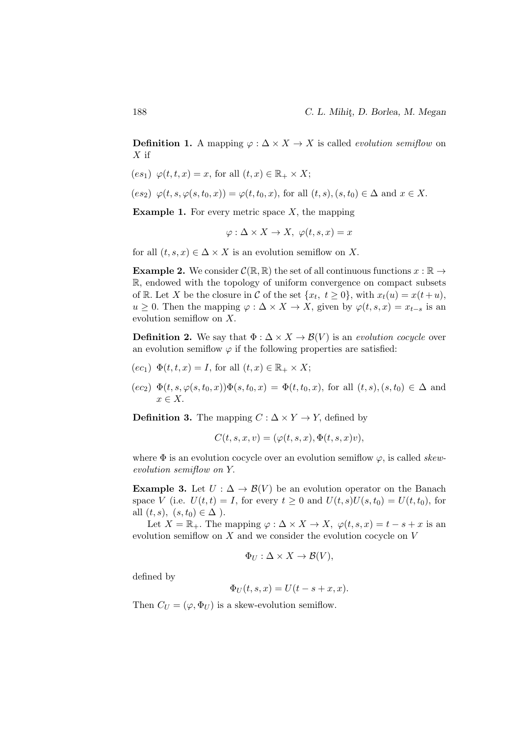**Definition 1.** A mapping $\varphi : \Delta \times X \to X$ is called *evolution semiflow* on $X$ if

$(es_1)$ $\varphi(t, t, x) = x$, for all $(t, x) \in \mathbb{R}_+ \times X$;

$(es_2)$ $\varphi(t, s, \varphi(s, t_0, x)) = \varphi(t, t_0, x)$, for all $(t, s), (s, t_0) \in \Delta$ and $x \in X$.

**Example 1.** For every metric space $X$, the mapping

$$\varphi : \Delta \times X \to X,\ \varphi(t, s, x) = x$$

for all $(t, s, x) \in \Delta \times X$ is an evolution semiflow on $X$.

**Example 2.** We consider $\mathcal{C}(\mathbb{R}, \mathbb{R})$ the set of all continuous functions $x : \mathbb{R} \to \mathbb{R}$, endowed with the topology of uniform convergence on compact subsets of $\mathbb{R}$. Let $X$ be the closure in $\mathcal{C}$ of the set $\{x_t,\ t \geq 0\}$, with $x_t(u) = x(t+u)$, $u \geq 0$. Then the mapping $\varphi : \Delta \times X \to X$, given by $\varphi(t, s, x) = x_{t-s}$ is an evolution semiflow on $X$.

**Definition 2.** We say that $\Phi : \Delta \times X \to \mathcal{B}(V)$ is an *evolution cocycle* over an evolution semiflow $\varphi$ if the following properties are satisfied:

$(ec_1)$ $\Phi(t, t, x) = I$, for all $(t, x) \in \mathbb{R}_+ \times X$;

$(ec_2)$ $\Phi(t, s, \varphi(s, t_0, x))\Phi(s, t_0, x) = \Phi(t, t_0, x)$, for all $(t, s), (s, t_0) \in \Delta$ and $x \in X$.

**Definition 3.** The mapping $C : \Delta \times Y \to Y$, defined by

$$C(t, s, x, v) = (\varphi(t, s, x), \Phi(t, s, x)v),$$

where $\Phi$ is an evolution cocycle over an evolution semiflow $\varphi$, is called *skew-evolution semiflow on* $Y$.

**Example 3.** Let $U : \Delta \to \mathcal{B}(V)$ be an evolution operator on the Banach space $V$ (i.e. $U(t, t) = I$, for every $t \geq 0$ and $U(t, s)U(s, t_0) = U(t, t_0)$, for all $(t, s),\ (s, t_0) \in \Delta$ ).

Let $X = \mathbb{R}_+$. The mapping $\varphi : \Delta \times X \to X,\ \varphi(t, s, x) = t - s + x$ is an evolution semiflow on $X$ and we consider the evolution cocycle on $V$

$$\Phi_U : \Delta \times X \to \mathcal{B}(V),$$

defined by

$$\Phi_U(t, s, x) = U(t - s + x, x).$$

Then $C_U = (\varphi, \Phi_U)$ is a skew-evolution semiflow.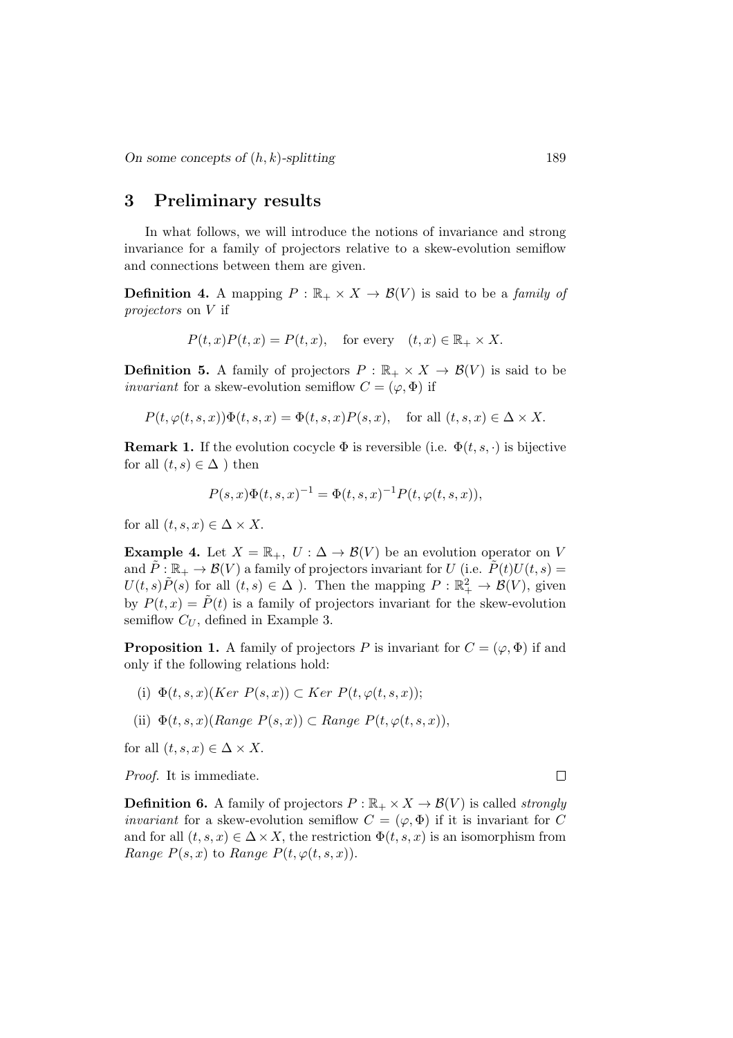## 3 Preliminary results

In what follows, we will introduce the notions of invariance and strong invariance for a family of projectors relative to a skew-evolution semiflow and connections between them are given.

**Definition 4.** A mapping $P : \mathbb{R}_+ \times X \to \mathcal{B}(V)$ is said to be a *family of projectors* on $V$ if

$$P(t, x)P(t, x) = P(t, x), \quad \text{for every} \quad (t, x) \in \mathbb{R}_+ \times X.$$

**Definition 5.** A family of projectors $P : \mathbb{R}_+ \times X \to \mathcal{B}(V)$ is said to be *invariant* for a skew-evolution semiflow $C = (\varphi, \Phi)$ if

$$P(t, \varphi(t, s, x))\Phi(t, s, x) = \Phi(t, s, x)P(s, x), \quad \text{for all } (t, s, x) \in \Delta \times X.$$

**Remark 1.** If the evolution cocycle $\Phi$ is reversible (i.e. $\Phi(t, s, \cdot)$ is bijective for all $(t, s) \in \Delta$ ) then

$$P(s, x)\Phi(t, s, x)^{-1} = \Phi(t, s, x)^{-1}P(t, \varphi(t, s, x)),$$

for all $(t, s, x) \in \Delta \times X$.

**Example 4.** Let $X = \mathbb{R}_+$, $U : \Delta \to \mathcal{B}(V)$ be an evolution operator on $V$ and $\tilde{P} : \mathbb{R}_+ \to \mathcal{B}(V)$ a family of projectors invariant for $U$ (i.e. $\tilde{P}(t)U(t, s) = U(t, s)\tilde{P}(s)$ for all $(t, s) \in \Delta$ ). Then the mapping $P : \mathbb{R}_+^2 \to \mathcal{B}(V)$, given by $P(t, x) = \tilde{P}(t)$ is a family of projectors invariant for the skew-evolution semiflow $C_U$, defined in Example 3.

**Proposition 1.** A family of projectors $P$ is invariant for $C = (\varphi, \Phi)$ if and only if the following relations hold:

(i) $\Phi(t, s, x)(Ker\ P(s, x)) \subset Ker\ P(t, \varphi(t, s, x))$;

(ii) $\Phi(t, s, x)(Range\ P(s, x)) \subset Range\ P(t, \varphi(t, s, x))$,

for all $(t, s, x) \in \Delta \times X$.

*Proof.* It is immediate. $\square$

**Definition 6.** A family of projectors $P : \mathbb{R}_+ \times X \to \mathcal{B}(V)$ is called *strongly invariant* for a skew-evolution semiflow $C = (\varphi, \Phi)$ if it is invariant for $C$ and for all $(t, s, x) \in \Delta \times X$, the restriction $\Phi(t, s, x)$ is an isomorphism from *Range* $P(s, x)$ to *Range* $P(t, \varphi(t, s, x))$.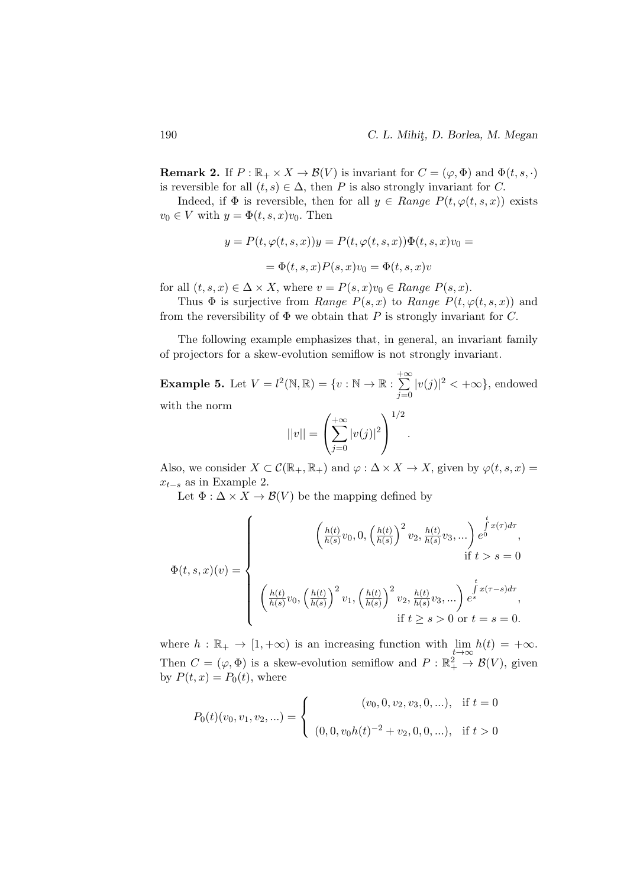**Remark 2.** If $P : \mathbb{R}_+ \times X \to \mathcal{B}(V)$ is invariant for $C = (\varphi, \Phi)$ and $\Phi(t, s, \cdot)$ is reversible for all $(t, s) \in \Delta$, then $P$ is also strongly invariant for $C$.

Indeed, if $\Phi$ is reversible, then for all $y \in$ *Range* $P(t, \varphi(t, s, x))$ exists $v_0 \in V$ with $y = \Phi(t, s, x)v_0$. Then

$$y = P(t, \varphi(t, s, x))y = P(t, \varphi(t, s, x))\Phi(t, s, x)v_0 =$$

$$= \Phi(t, s, x)P(s, x)v_0 = \Phi(t, s, x)v$$

for all $(t, s, x) \in \Delta \times X$, where $v = P(s, x)v_0 \in$ *Range* $P(s, x)$.

Thus $\Phi$ is surjective from *Range* $P(s, x)$ to *Range* $P(t, \varphi(t, s, x))$ and from the reversibility of $\Phi$ we obtain that $P$ is strongly invariant for $C$.

The following example emphasizes that, in general, an invariant family of projectors for a skew-evolution semiflow is not strongly invariant.

**Example 5.** Let $V = l^2(\mathbb{N}, \mathbb{R}) = \{v : \mathbb{N} \to \mathbb{R} : \sum\limits_{j=0}^{+\infty} |v(j)|^2 < +\infty\}$, endowed with the norm

$$||v|| = \left( \sum_{j=0}^{+\infty} |v(j)|^2 \right)^{1/2}.$$

Also, we consider $X \subset \mathcal{C}(\mathbb{R}_+, \mathbb{R}_+)$ and $\varphi : \Delta \times X \to X$, given by $\varphi(t, s, x) = x_{t-s}$ as in Example 2.

Let $\Phi : \Delta \times X \to \mathcal{B}(V)$ be the mapping defined by

$$\Phi(t, s, x)(v) = \begin{cases} \left( \frac{h(t)}{h(s)} v_0, 0, \left(\frac{h(t)}{h(s)}\right)^2 v_2, \frac{h(t)}{h(s)} v_3, ... \right) e^{\int_0^t x(\tau) d\tau}, & \text{if } t > s = 0 \\ \left( \frac{h(t)}{h(s)} v_0, \left(\frac{h(t)}{h(s)}\right)^2 v_1, \left(\frac{h(t)}{h(s)}\right)^2 v_2, \frac{h(t)}{h(s)} v_3, ... \right) e^{\int_s^t x(\tau - s) d\tau}, & \text{if } t \geq s > 0 \text{ or } t = s = 0. \end{cases}$$

where $h : \mathbb{R}_+ \to [1, +\infty)$ is an increasing function with $\lim\limits_{t\to\infty} h(t) = +\infty$. Then $C = (\varphi, \Phi)$ is a skew-evolution semiflow and $P : \mathbb{R}_+^2 \to \mathcal{B}(V)$, given by $P(t, x) = P_0(t)$, where

$$P_0(t)(v_0, v_1, v_2, ...) = \begin{cases} (v_0, 0, v_2, v_3, 0, ...), & \text{if } t = 0 \\ (0, 0, v_0 h(t)^{-2} + v_2, 0, 0, ...), & \text{if } t > 0 \end{cases}$$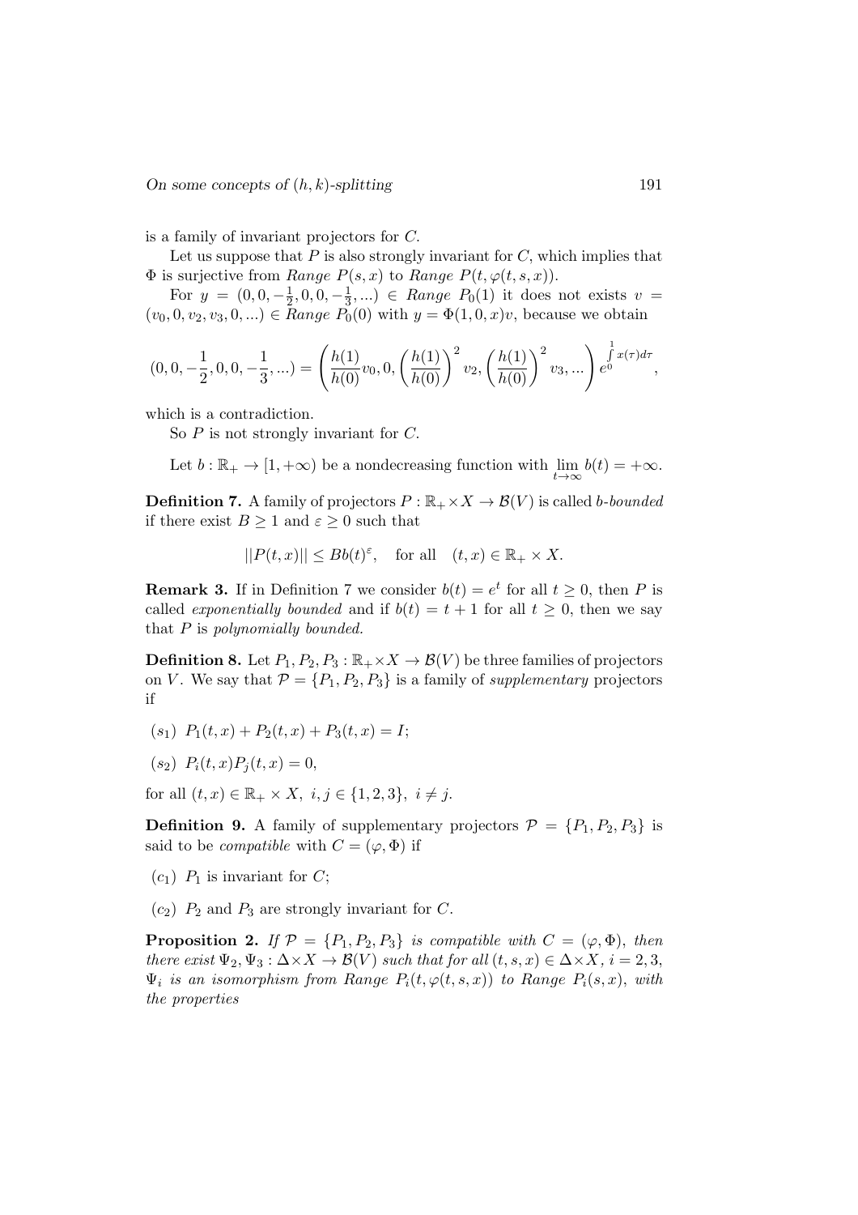is a family of invariant projectors for $C$.

Let us suppose that $P$ is also strongly invariant for $C$, which implies that $\Phi$ is surjective from *Range* $P(s,x)$ to *Range* $P(t,\varphi(t,s,x))$.

For $y = (0,0,-\frac{1}{2},0,0,-\frac{1}{3},...) \in$ *Range* $P_0(1)$ it does not exists $v = (v_0,0,v_2,v_3,0,...) \in$ *Range* $P_0(0)$ with $y = \Phi(1,0,x)v$, because we obtain

$$(0,0,-\frac{1}{2},0,0,-\frac{1}{3},...) = \left(\frac{h(1)}{h(0)}v_0, 0, \left(\frac{h(1)}{h(0)}\right)^2 v_2, \left(\frac{h(1)}{h(0)}\right)^2 v_3, ...\right) e^{\int\limits_0^1 x(\tau)d\tau},$$

which is a contradiction.

So $P$ is not strongly invariant for $C$.

Let $b : \mathbb{R}_+ \to [1,+\infty)$ be a nondecreasing function with $\lim\limits_{t\to\infty} b(t) = +\infty$.

**Definition 7.** A family of projectors $P : \mathbb{R}_+ \times X \to \mathcal{B}(V)$ is called *b-bounded* if there exist $B \geq 1$ and $\varepsilon \geq 0$ such that

$$||P(t,x)|| \leq Bb(t)^{\varepsilon}, \quad \text{for all} \quad (t,x) \in \mathbb{R}_+ \times X.$$

**Remark 3.** If in Definition 7 we consider $b(t) = e^t$ for all $t \geq 0$, then $P$ is called *exponentially bounded* and if $b(t) = t+1$ for all $t \geq 0$, then we say that $P$ is *polynomially bounded.*

**Definition 8.** Let $P_1, P_2, P_3 : \mathbb{R}_+ \times X \to \mathcal{B}(V)$ be three families of projectors on $V$. We say that $\mathcal{P} = \{P_1, P_2, P_3\}$ is a family of *supplementary* projectors if

$(s_1)$ $P_1(t,x) + P_2(t,x) + P_3(t,x) = I$;

$(s_2)$ $P_i(t,x)P_j(t,x) = 0$,

for all $(t,x) \in \mathbb{R}_+ \times X$, $i,j \in \{1,2,3\}$, $i \neq j$.

**Definition 9.** A family of supplementary projectors $\mathcal{P} = \{P_1, P_2, P_3\}$ is said to be *compatible* with $C = (\varphi, \Phi)$ if

$(c_1)$ $P_1$ is invariant for $C$;

$(c_2)$ $P_2$ and $P_3$ are strongly invariant for $C$.

**Proposition 2.** *If $\mathcal{P} = \{P_1, P_2, P_3\}$ is compatible with $C = (\varphi, \Phi)$, then there exist $\Psi_2, \Psi_3 : \Delta \times X \to \mathcal{B}(V)$ such that for all $(t,s,x) \in \Delta \times X$, $i = 2,3$, $\Psi_i$ is an isomorphism from Range $P_i(t,\varphi(t,s,x))$ to Range $P_i(s,x)$, with the properties*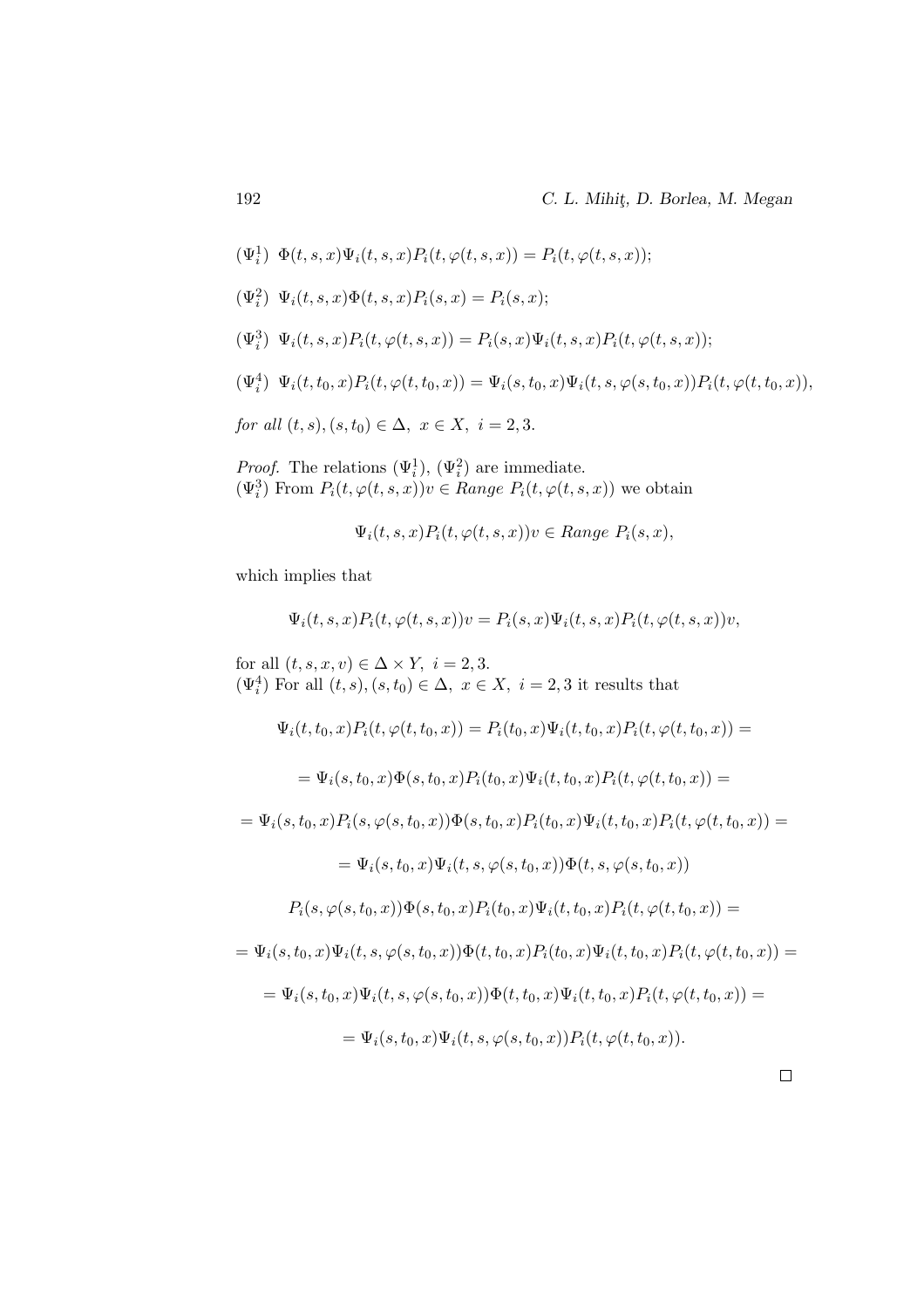$(\Psi_i^1)$ $\Phi(t,s,x)\Psi_i(t,s,x)P_i(t,\varphi(t,s,x)) = P_i(t,\varphi(t,s,x))$;

$(\Psi_i^2)$ $\Psi_i(t,s,x)\Phi(t,s,x)P_i(s,x) = P_i(s,x)$;

$(\Psi_i^3)$ $\Psi_i(t,s,x)P_i(t,\varphi(t,s,x)) = P_i(s,x)\Psi_i(t,s,x)P_i(t,\varphi(t,s,x))$;

$(\Psi_i^4)$ $\Psi_i(t,t_0,x)P_i(t,\varphi(t,t_0,x)) = \Psi_i(s,t_0,x)\Psi_i(t,s,\varphi(s,t_0,x))P_i(t,\varphi(t,t_0,x))$,

*for all* $(t,s),(s,t_0) \in \Delta,\ x \in X,\ i = 2,3.$

*Proof.* The relations $(\Psi_i^1)$, $(\Psi_i^2)$ are immediate.
$(\Psi_i^3)$ From $P_i(t,\varphi(t,s,x))v \in Range\ P_i(t,\varphi(t,s,x))$ we obtain

$$\Psi_i(t,s,x)P_i(t,\varphi(t,s,x))v \in Range\ P_i(s,x),$$

which implies that

$$\Psi_i(t,s,x)P_i(t,\varphi(t,s,x))v = P_i(s,x)\Psi_i(t,s,x)P_i(t,\varphi(t,s,x))v,$$

for all $(t,s,x,v) \in \Delta \times Y,\ i = 2,3.$
$(\Psi_i^4)$ For all $(t,s),(s,t_0) \in \Delta,\ x \in X,\ i = 2,3$ it results that

$$\Psi_i(t,t_0,x)P_i(t,\varphi(t,t_0,x)) = P_i(t_0,x)\Psi_i(t,t_0,x)P_i(t,\varphi(t,t_0,x)) =$$

$$= \Psi_i(s,t_0,x)\Phi(s,t_0,x)P_i(t_0,x)\Psi_i(t,t_0,x)P_i(t,\varphi(t,t_0,x)) =$$

$$= \Psi_i(s,t_0,x)P_i(s,\varphi(s,t_0,x))\Phi(s,t_0,x)P_i(t_0,x)\Psi_i(t,t_0,x)P_i(t,\varphi(t,t_0,x)) =$$

$$= \Psi_i(s,t_0,x)\Psi_i(t,s,\varphi(s,t_0,x))\Phi(t,s,\varphi(s,t_0,x))$$

$$P_i(s,\varphi(s,t_0,x))\Phi(s,t_0,x)P_i(t_0,x)\Psi_i(t,t_0,x)P_i(t,\varphi(t,t_0,x)) =$$

$$= \Psi_i(s,t_0,x)\Psi_i(t,s,\varphi(s,t_0,x))\Phi(t,t_0,x)P_i(t_0,x)\Psi_i(t,t_0,x)P_i(t,\varphi(t,t_0,x)) =$$

$$= \Psi_i(s,t_0,x)\Psi_i(t,s,\varphi(s,t_0,x))\Phi(t,t_0,x)\Psi_i(t,t_0,x)P_i(t,\varphi(t,t_0,x)) =$$

$$= \Psi_i(s,t_0,x)\Psi_i(t,s,\varphi(s,t_0,x))P_i(t,\varphi(t,t_0,x)).$$

$\square$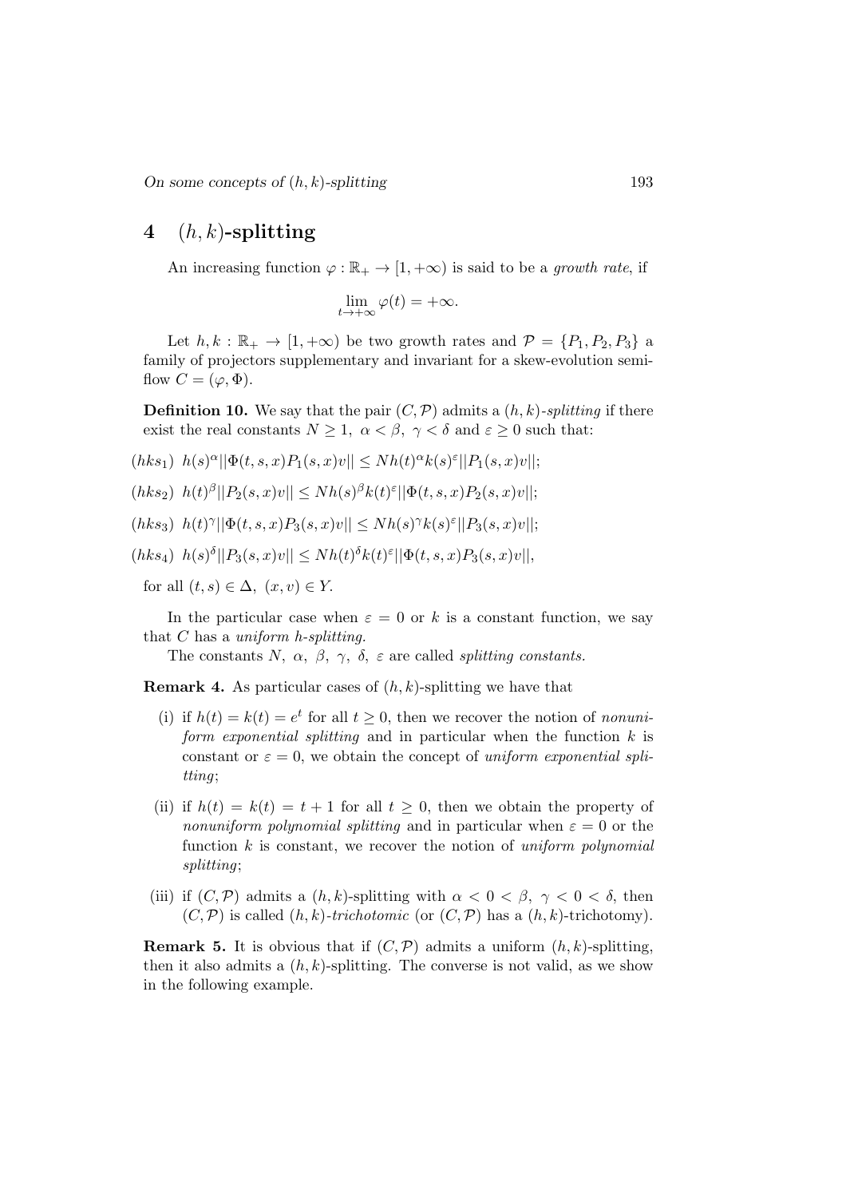## 4 $(h,k)$-splitting

An increasing function $\varphi : \mathbb{R}_+ \to [1, +\infty)$ is said to be a *growth rate*, if

$$\lim_{t \to +\infty} \varphi(t) = +\infty.$$

Let $h, k : \mathbb{R}_+ \to [1, +\infty)$ be two growth rates and $\mathcal{P} = \{P_1, P_2, P_3\}$ a family of projectors supplementary and invariant for a skew-evolution semiflow $C = (\varphi, \Phi)$.

**Definition 10.** We say that the pair $(C, \mathcal{P})$ admits a $(h,k)$*-splitting* if there exist the real constants $N \geq 1$, $\alpha < \beta$, $\gamma < \delta$ and $\varepsilon \geq 0$ such that:

$(hks_1)$ $h(s)^\alpha ||\Phi(t,s,x)P_1(s,x)v|| \leq N h(t)^\alpha k(s)^\varepsilon ||P_1(s,x)v||$;

$(hks_2)$ $h(t)^\beta ||P_2(s,x)v|| \leq N h(s)^\beta k(t)^\varepsilon ||\Phi(t,s,x)P_2(s,x)v||$;

$(hks_3)$ $h(t)^\gamma ||\Phi(t,s,x)P_3(s,x)v|| \leq N h(s)^\gamma k(s)^\varepsilon ||P_3(s,x)v||$;

$(hks_4)$ $h(s)^\delta ||P_3(s,x)v|| \leq N h(t)^\delta k(t)^\varepsilon ||\Phi(t,s,x)P_3(s,x)v||$,

for all $(t,s) \in \Delta$, $(x,v) \in Y$.

In the particular case when $\varepsilon = 0$ or $k$ is a constant function, we say that $C$ has a *uniform h-splitting.*

The constants $N$, $\alpha$, $\beta$, $\gamma$, $\delta$, $\varepsilon$ are called *splitting constants.*

**Remark 4.** As particular cases of $(h,k)$-splitting we have that

(i) if $h(t) = k(t) = e^t$ for all $t \geq 0$, then we recover the notion of *nonuniform exponential splitting* and in particular when the function $k$ is constant or $\varepsilon = 0$, we obtain the concept of *uniform exponential splitting*;

(ii) if $h(t) = k(t) = t + 1$ for all $t \geq 0$, then we obtain the property of *nonuniform polynomial splitting* and in particular when $\varepsilon = 0$ or the function $k$ is constant, we recover the notion of *uniform polynomial splitting*;

(iii) if $(C, \mathcal{P})$ admits a $(h,k)$-splitting with $\alpha < 0 < \beta$, $\gamma < 0 < \delta$, then $(C, \mathcal{P})$ is called $(h,k)$*-trichotomic* (or $(C, \mathcal{P})$ has a $(h,k)$-trichotomy).

**Remark 5.** It is obvious that if $(C, \mathcal{P})$ admits a uniform $(h,k)$-splitting, then it also admits a $(h,k)$-splitting. The converse is not valid, as we show in the following example.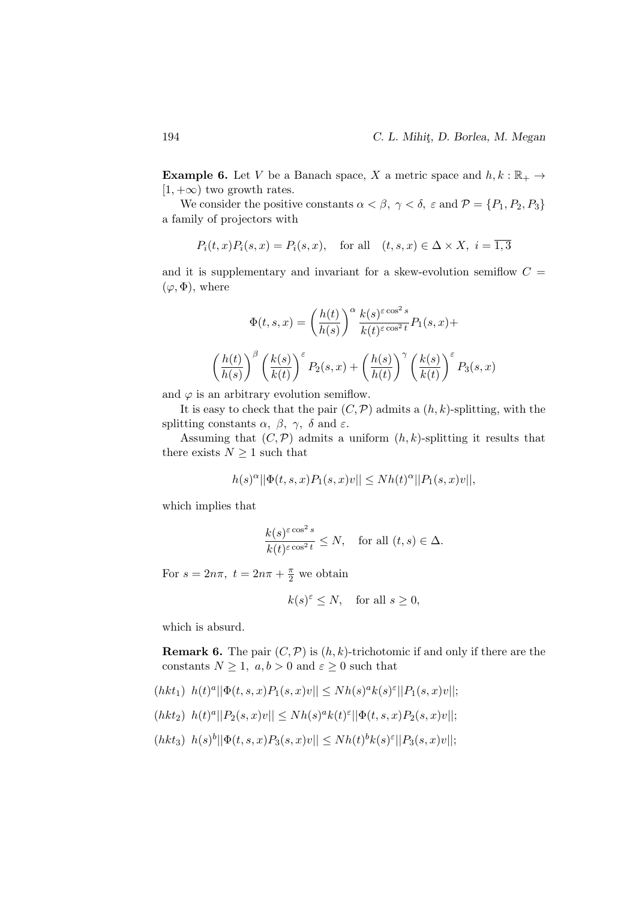**Example 6.** Let $V$ be a Banach space, $X$ a metric space and $h, k : \mathbb{R}_+ \to [1, +\infty)$ two growth rates.

We consider the positive constants $\alpha < \beta$, $\gamma < \delta$, $\varepsilon$ and $\mathcal{P} = \{P_1, P_2, P_3\}$ a family of projectors with

$$P_i(t,x)P_i(s,x) = P_i(s,x), \quad \text{for all} \quad (t,s,x) \in \Delta \times X, \ i = \overline{1,3}$$

and it is supplementary and invariant for a skew-evolution semiflow $C = (\varphi, \Phi)$, where

$$\Phi(t,s,x) = \left(\frac{h(t)}{h(s)}\right)^{\alpha} \frac{k(s)^{\varepsilon \cos^2 s}}{k(t)^{\varepsilon \cos^2 t}} P_1(s,x) +$$

$$\left(\frac{h(t)}{h(s)}\right)^{\beta} \left(\frac{k(s)}{k(t)}\right)^{\varepsilon} P_2(s,x) + \left(\frac{h(s)}{h(t)}\right)^{\gamma} \left(\frac{k(s)}{k(t)}\right)^{\varepsilon} P_3(s,x)$$

and $\varphi$ is an arbitrary evolution semiflow.

It is easy to check that the pair $(C, \mathcal{P})$ admits a $(h,k)$-splitting, with the splitting constants $\alpha$, $\beta$, $\gamma$, $\delta$ and $\varepsilon$.

Assuming that $(C, \mathcal{P})$ admits a uniform $(h,k)$-splitting it results that there exists $N \geq 1$ such that

$$h(s)^{\alpha} ||\Phi(t,s,x)P_1(s,x)v|| \leq N h(t)^{\alpha} ||P_1(s,x)v||,$$

which implies that

$$\frac{k(s)^{\varepsilon \cos^2 s}}{k(t)^{\varepsilon \cos^2 t}} \leq N, \quad \text{for all } (t,s) \in \Delta.$$

For $s = 2n\pi$, $t = 2n\pi + \frac{\pi}{2}$ we obtain

$$k(s)^{\varepsilon} \leq N, \quad \text{for all } s \geq 0,$$

which is absurd.

**Remark 6.** The pair $(C, \mathcal{P})$ is $(h,k)$-trichotomic if and only if there are the constants $N \geq 1$, $a, b > 0$ and $\varepsilon \geq 0$ such that

$(hkt_1)$ $h(t)^a ||\Phi(t,s,x)P_1(s,x)v|| \leq N h(s)^a k(s)^{\varepsilon} ||P_1(s,x)v||$;

$(hkt_2)$ $h(t)^a ||P_2(s,x)v|| \leq N h(s)^a k(t)^{\varepsilon} ||\Phi(t,s,x)P_2(s,x)v||$;

$(hkt_3)$ $h(s)^b ||\Phi(t,s,x)P_3(s,x)v|| \leq N h(t)^b k(s)^{\varepsilon} ||P_3(s,x)v||$;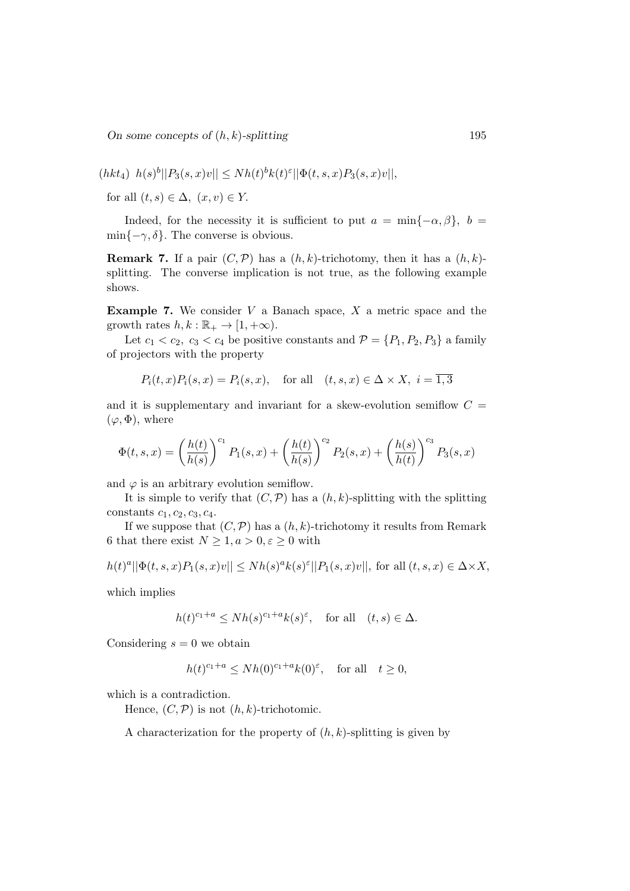$(hkt_4)$ $h(s)^b||P_3(s,x)v|| \leq Nh(t)^b k(t)^\varepsilon ||\Phi(t,s,x)P_3(s,x)v||$,

for all $(t,s) \in \Delta$, $(x,v) \in Y$.

Indeed, for the necessity it is sufficient to put $a = \min\{-\alpha, \beta\}$, $b = \min\{-\gamma, \delta\}$. The converse is obvious.

**Remark 7.** If a pair $(C, \mathcal{P})$ has a $(h,k)$-trichotomy, then it has a $(h,k)$-splitting. The converse implication is not true, as the following example shows.

**Example 7.** We consider $V$ a Banach space, $X$ a metric space and the growth rates $h, k : \mathbb{R}_+ \to [1, +\infty)$.

Let $c_1 < c_2$, $c_3 < c_4$ be positive constants and $\mathcal{P} = \{P_1, P_2, P_3\}$ a family of projectors with the property

$$P_i(t,x)P_i(s,x) = P_i(s,x), \quad \text{for all} \quad (t,s,x) \in \Delta \times X, \ i = \overline{1,3}$$

and it is supplementary and invariant for a skew-evolution semiflow $C = (\varphi, \Phi)$, where

$$\Phi(t,s,x) = \left(\frac{h(t)}{h(s)}\right)^{c_1} P_1(s,x) + \left(\frac{h(t)}{h(s)}\right)^{c_2} P_2(s,x) + \left(\frac{h(s)}{h(t)}\right)^{c_3} P_3(s,x)$$

and $\varphi$ is an arbitrary evolution semiflow.

It is simple to verify that $(C, \mathcal{P})$ has a $(h,k)$-splitting with the splitting constants $c_1, c_2, c_3, c_4$.

If we suppose that $(C, \mathcal{P})$ has a $(h,k)$-trichotomy it results from Remark 6 that there exist $N \geq 1, a > 0, \varepsilon \geq 0$ with

$$h(t)^a||\Phi(t,s,x)P_1(s,x)v|| \leq Nh(s)^a k(s)^\varepsilon ||P_1(s,x)v||, \text{ for all } (t,s,x) \in \Delta \times X,$$

which implies

$$h(t)^{c_1+a} \leq Nh(s)^{c_1+a}k(s)^\varepsilon, \quad \text{for all} \quad (t,s) \in \Delta.$$

Considering $s = 0$ we obtain

$$h(t)^{c_1+a} \leq Nh(0)^{c_1+a}k(0)^\varepsilon, \quad \text{for all} \quad t \geq 0,$$

which is a contradiction.

Hence, $(C, \mathcal{P})$ is not $(h,k)$-trichotomic.

A characterization for the property of $(h,k)$-splitting is given by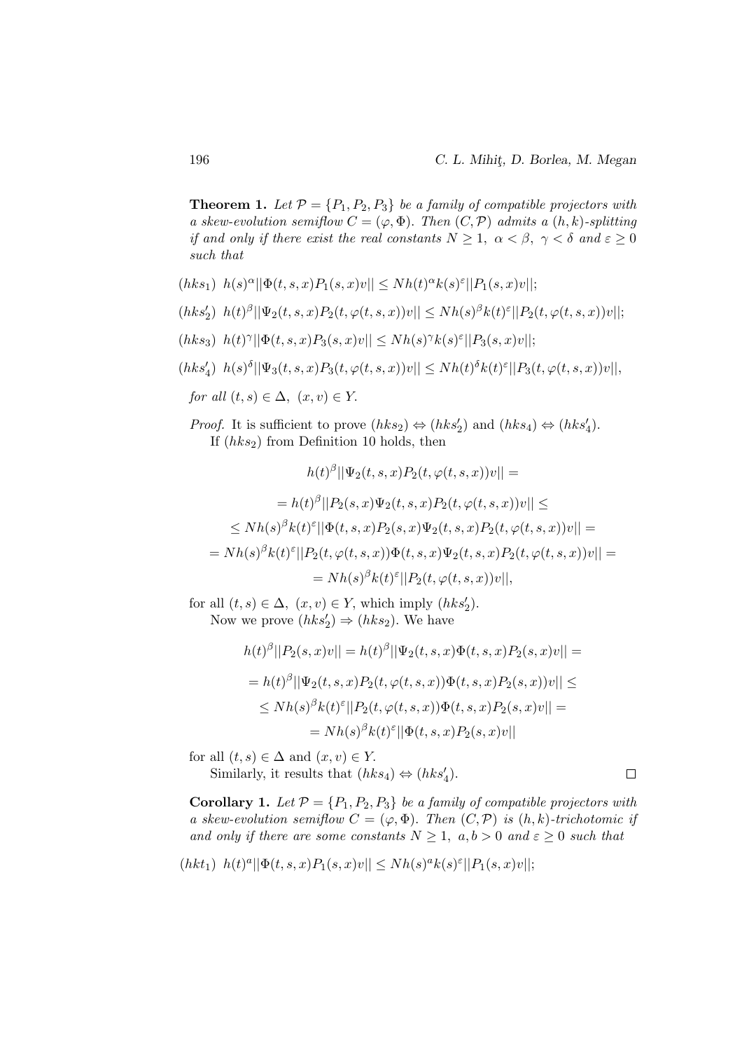**Theorem 1.** *Let $\mathcal{P} = \{P_1, P_2, P_3\}$ be a family of compatible projectors with a skew-evolution semiflow $C = (\varphi, \Phi)$. Then $(C, \mathcal{P})$ admits a $(h, k)$-splitting if and only if there exist the real constants $N \geq 1$, $\alpha < \beta$, $\gamma < \delta$ and $\varepsilon \geq 0$ such that*

$(hks_1)$ $h(s)^{\alpha}||\Phi(t,s,x)P_1(s,x)v|| \leq Nh(t)^{\alpha}k(s)^{\varepsilon}||P_1(s,x)v||$;

$(hks_2')$ $h(t)^{\beta}||\Psi_2(t,s,x)P_2(t,\varphi(t,s,x))v|| \leq Nh(s)^{\beta}k(t)^{\varepsilon}||P_2(t,\varphi(t,s,x))v||$;

$(hks_3)$ $h(t)^{\gamma}||\Phi(t,s,x)P_3(s,x)v|| \leq Nh(s)^{\gamma}k(s)^{\varepsilon}||P_3(s,x)v||$;

$(hks_4')$ $h(s)^{\delta}||\Psi_3(t,s,x)P_3(t,\varphi(t,s,x))v|| \leq Nh(t)^{\delta}k(t)^{\varepsilon}||P_3(t,\varphi(t,s,x))v||$,

*for all $(t,s) \in \Delta$, $(x,v) \in Y$.*

*Proof.* It is sufficient to prove $(hks_2) \Leftrightarrow (hks_2')$ and $(hks_4) \Leftrightarrow (hks_4')$.

If $(hks_2)$ from Definition 10 holds, then

$$h(t)^{\beta}||\Psi_2(t,s,x)P_2(t,\varphi(t,s,x))v|| =$$

$$= h(t)^{\beta}||P_2(s,x)\Psi_2(t,s,x)P_2(t,\varphi(t,s,x))v|| \leq$$

$$\leq Nh(s)^{\beta}k(t)^{\varepsilon}||\Phi(t,s,x)P_2(s,x)\Psi_2(t,s,x)P_2(t,\varphi(t,s,x))v|| =$$

$$= Nh(s)^{\beta}k(t)^{\varepsilon}||P_2(t,\varphi(t,s,x))\Phi(t,s,x)\Psi_2(t,s,x)P_2(t,\varphi(t,s,x))v|| =$$

$$= Nh(s)^{\beta}k(t)^{\varepsilon}||P_2(t,\varphi(t,s,x))v||,$$

for all $(t,s) \in \Delta$, $(x,v) \in Y$, which imply $(hks_2')$.

Now we prove $(hks_2') \Rightarrow (hks_2)$. We have

$$h(t)^{\beta}||P_2(s,x)v|| = h(t)^{\beta}||\Psi_2(t,s,x)\Phi(t,s,x)P_2(s,x)v|| =$$

$$= h(t)^{\beta}||\Psi_2(t,s,x)P_2(t,\varphi(t,s,x))\Phi(t,s,x)P_2(s,x))v|| \leq$$

$$\leq Nh(s)^{\beta}k(t)^{\varepsilon}||P_2(t,\varphi(t,s,x))\Phi(t,s,x)P_2(s,x)v|| =$$

$$= Nh(s)^{\beta}k(t)^{\varepsilon}||\Phi(t,s,x)P_2(s,x)v||$$

for all $(t,s) \in \Delta$ and $(x,v) \in Y$.

Similarly, it results that $(hks_4) \Leftrightarrow (hks_4')$. □

**Corollary 1.** *Let $\mathcal{P} = \{P_1, P_2, P_3\}$ be a family of compatible projectors with a skew-evolution semiflow $C = (\varphi, \Phi)$. Then $(C, \mathcal{P})$ is $(h, k)$-trichotomic if and only if there are some constants $N \geq 1$, $a, b > 0$ and $\varepsilon \geq 0$ such that*

$(hkt_1)$ $h(t)^{a}||\Phi(t,s,x)P_1(s,x)v|| \leq Nh(s)^{a}k(s)^{\varepsilon}||P_1(s,x)v||$;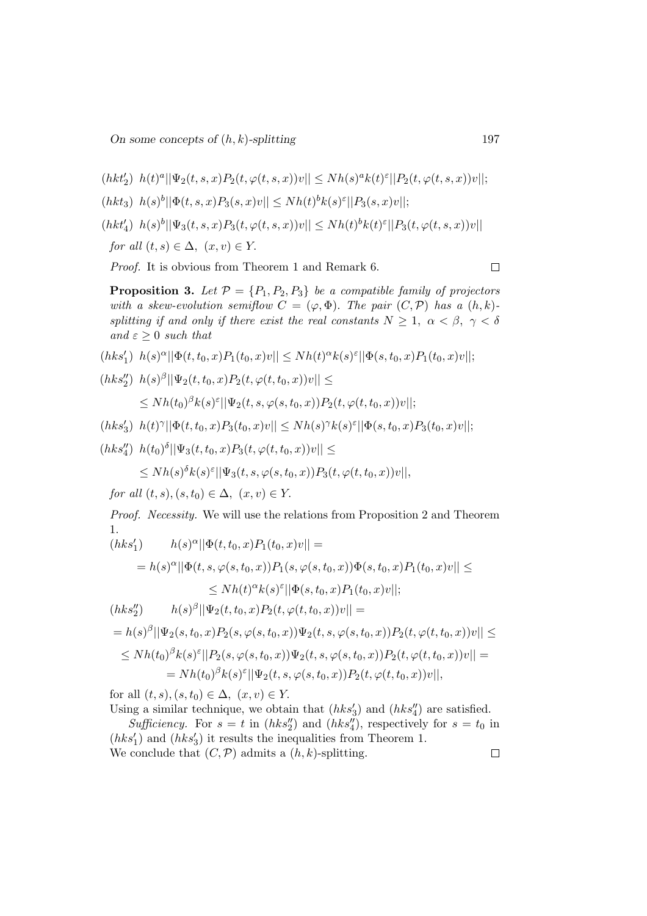$(hkt_2')$ $h(t)^a||\Psi_2(t,s,x)P_2(t,\varphi(t,s,x))v|| \leq Nh(s)^a k(t)^\varepsilon ||P_2(t,\varphi(t,s,x))v||$;

$(hkt_3)$ $h(s)^b||\Phi(t,s,x)P_3(s,x)v|| \leq Nh(t)^b k(s)^\varepsilon ||P_3(s,x)v||$;

$(hkt_4')$ $h(s)^b||\Psi_3(t,s,x)P_3(t,\varphi(t,s,x))v|| \leq Nh(t)^b k(t)^\varepsilon ||P_3(t,\varphi(t,s,x))v||$

*for all* $(t,s) \in \Delta,\ (x,v) \in Y$.

*Proof.* It is obvious from Theorem 1 and Remark 6. $\square$

**Proposition 3.** *Let $\mathcal{P} = \{P_1, P_2, P_3\}$ be a compatible family of projectors with a skew-evolution semiflow $C = (\varphi, \Phi)$. The pair $(C, \mathcal{P})$ has a $(h,k)$-splitting if and only if there exist the real constants $N \geq 1,\ \alpha < \beta,\ \gamma < \delta$ and $\varepsilon \geq 0$ such that*

$(hks_1')$ $h(s)^\alpha||\Phi(t,t_0,x)P_1(t_0,x)v|| \leq Nh(t)^\alpha k(s)^\varepsilon ||\Phi(s,t_0,x)P_1(t_0,x)v||$;

$(hks_2'')$ $h(s)^\beta||\Psi_2(t,t_0,x)P_2(t,\varphi(t,t_0,x))v|| \leq$

$$\leq Nh(t_0)^\beta k(s)^\varepsilon ||\Psi_2(t,s,\varphi(s,t_0,x))P_2(t,\varphi(t,t_0,x))v||;$$

$(hks_3')$ $h(t)^\gamma||\Phi(t,t_0,x)P_3(t_0,x)v|| \leq Nh(s)^\gamma k(s)^\varepsilon ||\Phi(s,t_0,x)P_3(t_0,x)v||$;

$(hks_4'')$ $h(t_0)^\delta||\Psi_3(t,t_0,x)P_3(t,\varphi(t,t_0,x))v|| \leq$

$$\leq Nh(s)^\delta k(s)^\varepsilon ||\Psi_3(t,s,\varphi(s,t_0,x))P_3(t,\varphi(t,t_0,x))v||,$$

*for all* $(t,s),(s,t_0) \in \Delta,\ (x,v) \in Y$.

*Proof. Necessity.* We will use the relations from Proposition 2 and Theorem 1.

$(hks_1')$ $\qquad h(s)^\alpha||\Phi(t,t_0,x)P_1(t_0,x)v|| =$

$$= h(s)^\alpha||\Phi(t,s,\varphi(s,t_0,x))P_1(s,\varphi(s,t_0,x))\Phi(s,t_0,x)P_1(t_0,x)v|| \leq$$

$$\leq Nh(t)^\alpha k(s)^\varepsilon ||\Phi(s,t_0,x)P_1(t_0,x)v||;$$

$(hks_2'')$ $\qquad h(s)^\beta||\Psi_2(t,t_0,x)P_2(t,\varphi(t,t_0,x))v|| =$

$$= h(s)^\beta||\Psi_2(s,t_0,x)P_2(s,\varphi(s,t_0,x))\Psi_2(t,s,\varphi(s,t_0,x))P_2(t,\varphi(t,t_0,x))v|| \leq$$

$$\leq Nh(t_0)^\beta k(s)^\varepsilon ||P_2(s,\varphi(s,t_0,x))\Psi_2(t,s,\varphi(s,t_0,x))P_2(t,\varphi(t,t_0,x))v|| =$$

$$= Nh(t_0)^\beta k(s)^\varepsilon ||\Psi_2(t,s,\varphi(s,t_0,x))P_2(t,\varphi(t,t_0,x))v||,$$

for all $(t,s),(s,t_0) \in \Delta,\ (x,v) \in Y$.

Using a similar technique, we obtain that $(hks_3')$ and $(hks_4'')$ are satisfied.

*Sufficiency.* For $s = t$ in $(hks_2'')$ and $(hks_4'')$, respectively for $s = t_0$ in $(hks_1')$ and $(hks_3')$ it results the inequalities from Theorem 1.

We conclude that $(C, \mathcal{P})$ admits a $(h,k)$-splitting. $\square$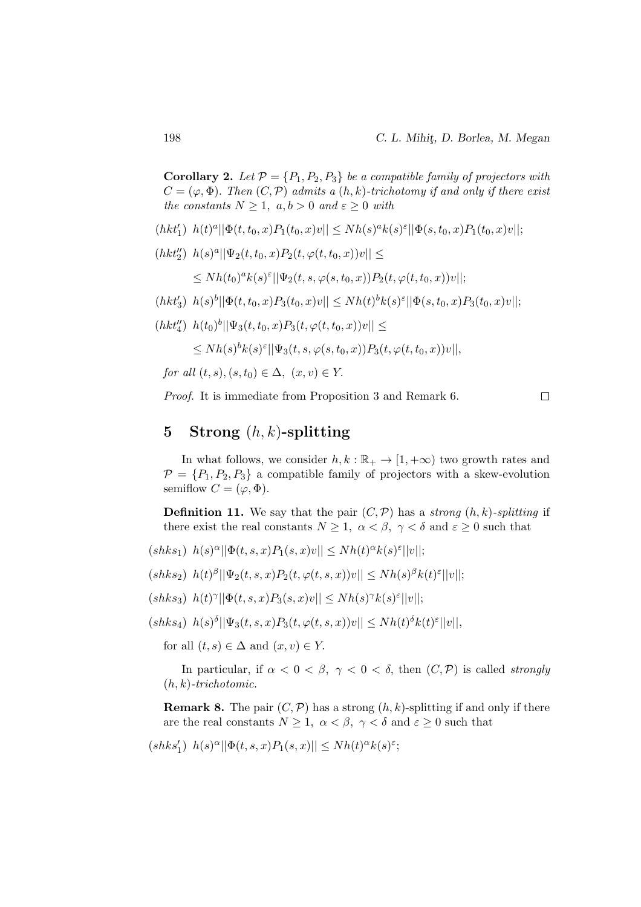**Corollary 2.** *Let $\mathcal{P} = \{P_1, P_2, P_3\}$ be a compatible family of projectors with $C = (\varphi, \Phi)$. Then $(C, \mathcal{P})$ admits a $(h,k)$-trichotomy if and only if there exist the constants $N \geq 1$, $a, b > 0$ and $\varepsilon \geq 0$ with*

$(hkt_1')$ $h(t)^a||\Phi(t,t_0,x)P_1(t_0,x)v|| \leq Nh(s)^a k(s)^\varepsilon ||\Phi(s,t_0,x)P_1(t_0,x)v||$;

$(hkt_2'')$ $h(s)^a||\Psi_2(t,t_0,x)P_2(t,\varphi(t,t_0,x))v|| \leq$

$\leq Nh(t_0)^a k(s)^\varepsilon ||\Psi_2(t,s,\varphi(s,t_0,x))P_2(t,\varphi(t,t_0,x))v||$;

$(hkt_3')$ $h(s)^b||\Phi(t,t_0,x)P_3(t_0,x)v|| \leq Nh(t)^b k(s)^\varepsilon ||\Phi(s,t_0,x)P_3(t_0,x)v||$;

$(hkt_4'')$ $h(t_0)^b||\Psi_3(t,t_0,x)P_3(t,\varphi(t,t_0,x))v|| \leq$

$\leq Nh(s)^b k(s)^\varepsilon ||\Psi_3(t,s,\varphi(s,t_0,x))P_3(t,\varphi(t,t_0,x))v||$,

*for all $(t,s),(s,t_0) \in \Delta$, $(x,v) \in Y$.*

*Proof.* It is immediate from Proposition 3 and Remark 6. □

## 5 Strong $(h,k)$-splitting

In what follows, we consider $h,k : \mathbb{R}_+ \to [1,+\infty)$ two growth rates and $\mathcal{P} = \{P_1, P_2, P_3\}$ a compatible family of projectors with a skew-evolution semiflow $C = (\varphi, \Phi)$.

**Definition 11.** We say that the pair $(C, \mathcal{P})$ has a *strong $(h,k)$-splitting* if there exist the real constants $N \geq 1$, $\alpha < \beta$, $\gamma < \delta$ and $\varepsilon \geq 0$ such that

$(shks_1)$ $h(s)^\alpha||\Phi(t,s,x)P_1(s,x)v|| \leq Nh(t)^\alpha k(s)^\varepsilon ||v||$;

$(shks_2)$ $h(t)^\beta||\Psi_2(t,s,x)P_2(t,\varphi(t,s,x))v|| \leq Nh(s)^\beta k(t)^\varepsilon ||v||$;

$(shks_3)$ $h(t)^\gamma||\Phi(t,s,x)P_3(s,x)v|| \leq Nh(s)^\gamma k(s)^\varepsilon ||v||$;

$(shks_4)$ $h(s)^\delta||\Psi_3(t,s,x)P_3(t,\varphi(t,s,x))v|| \leq Nh(t)^\delta k(t)^\varepsilon ||v||$,

for all $(t,s) \in \Delta$ and $(x,v) \in Y$.

In particular, if $\alpha < 0 < \beta$, $\gamma < 0 < \delta$, then $(C, \mathcal{P})$ is called *strongly $(h,k)$-trichotomic.*

**Remark 8.** The pair $(C, \mathcal{P})$ has a strong $(h,k)$-splitting if and only if there are the real constants $N \geq 1$, $\alpha < \beta$, $\gamma < \delta$ and $\varepsilon \geq 0$ such that

$(shks_1')$ $h(s)^\alpha||\Phi(t,s,x)P_1(s,x)|| \leq Nh(t)^\alpha k(s)^\varepsilon$;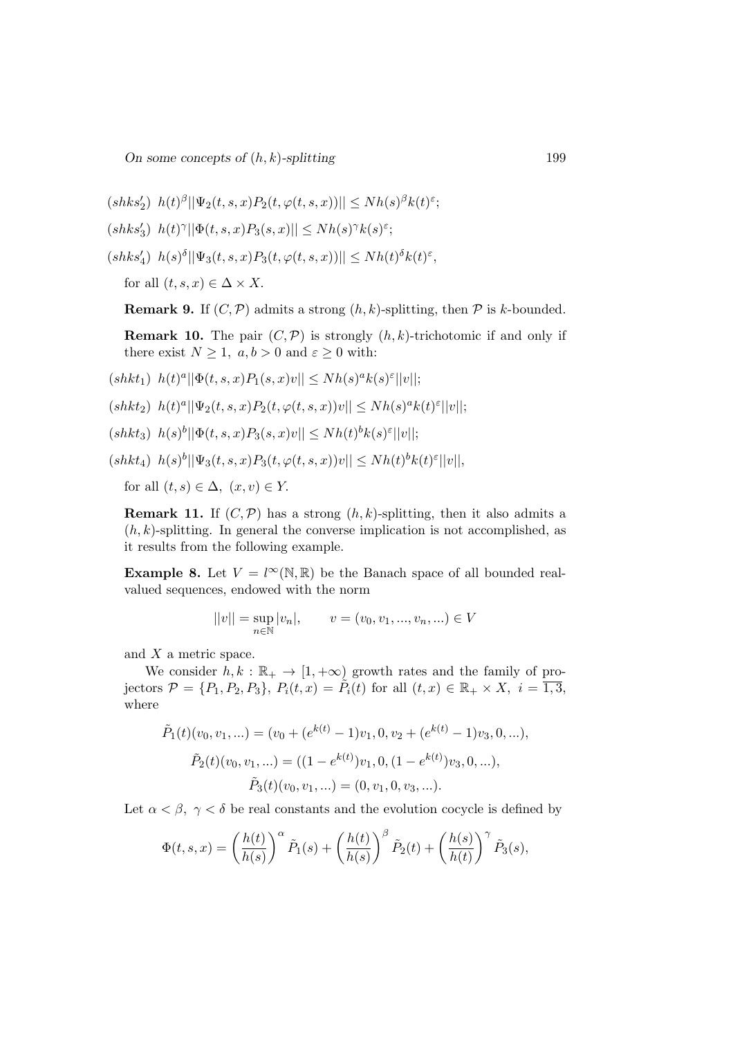$(shks_2')$ $h(t)^{\beta}||\Psi_2(t,s,x)P_2(t,\varphi(t,s,x))|| \leq Nh(s)^{\beta}k(t)^{\varepsilon}$;

$(shks_3')$ $h(t)^{\gamma}||\Phi(t,s,x)P_3(s,x)|| \leq Nh(s)^{\gamma}k(s)^{\varepsilon}$;

$(shks_4')$ $h(s)^{\delta}||\Psi_3(t,s,x)P_3(t,\varphi(t,s,x))|| \leq Nh(t)^{\delta}k(t)^{\varepsilon}$,

for all $(t,s,x) \in \Delta \times X$.

**Remark 9.** If $(C,\mathcal{P})$ admits a strong $(h,k)$-splitting, then $\mathcal{P}$ is $k$-bounded.

**Remark 10.** The pair $(C,\mathcal{P})$ is strongly $(h,k)$-trichotomic if and only if there exist $N \geq 1$, $a,b > 0$ and $\varepsilon \geq 0$ with:

$(shkt_1)$ $h(t)^{a}||\Phi(t,s,x)P_1(s,x)v|| \leq Nh(s)^{a}k(s)^{\varepsilon}||v||$;

$(shkt_2)$ $h(t)^{a}||\Psi_2(t,s,x)P_2(t,\varphi(t,s,x))v|| \leq Nh(s)^{a}k(t)^{\varepsilon}||v||$;

$(shkt_3)$ $h(s)^{b}||\Phi(t,s,x)P_3(s,x)v|| \leq Nh(t)^{b}k(s)^{\varepsilon}||v||$;

$(shkt_4)$ $h(s)^{b}||\Psi_3(t,s,x)P_3(t,\varphi(t,s,x))v|| \leq Nh(t)^{b}k(t)^{\varepsilon}||v||$,

for all $(t,s) \in \Delta$, $(x,v) \in Y$.

**Remark 11.** If $(C,\mathcal{P})$ has a strong $(h,k)$-splitting, then it also admits a $(h,k)$-splitting. In general the converse implication is not accomplished, as it results from the following example.

**Example 8.** Let $V = l^{\infty}(\mathbb{N},\mathbb{R})$ be the Banach space of all bounded real-valued sequences, endowed with the norm

$$||v|| = \sup_{n\in\mathbb{N}} |v_n|, \qquad v = (v_0, v_1, ..., v_n, ...) \in V$$

and $X$ a metric space.

We consider $h,k : \mathbb{R}_+ \to [1,+\infty)$ growth rates and the family of projectors $\mathcal{P} = \{P_1, P_2, P_3\}$, $P_i(t,x) = \tilde{P}_i(t)$ for all $(t,x) \in \mathbb{R}_+ \times X$, $i = \overline{1,3}$, where

$$\tilde{P}_1(t)(v_0, v_1, ...) = (v_0 + (e^{k(t)} - 1)v_1, 0, v_2 + (e^{k(t)} - 1)v_3, 0, ...),$$

$$\tilde{P}_2(t)(v_0, v_1, ...) = ((1 - e^{k(t)})v_1, 0, (1 - e^{k(t)})v_3, 0, ...),$$

$$\tilde{P}_3(t)(v_0, v_1, ...) = (0, v_1, 0, v_3, ...).$$

Let $\alpha < \beta$, $\gamma < \delta$ be real constants and the evolution cocycle is defined by

$$\Phi(t,s,x) = \left(\frac{h(t)}{h(s)}\right)^{\alpha} \tilde{P}_1(s) + \left(\frac{h(t)}{h(s)}\right)^{\beta} \tilde{P}_2(t) + \left(\frac{h(s)}{h(t)}\right)^{\gamma} \tilde{P}_3(s),$$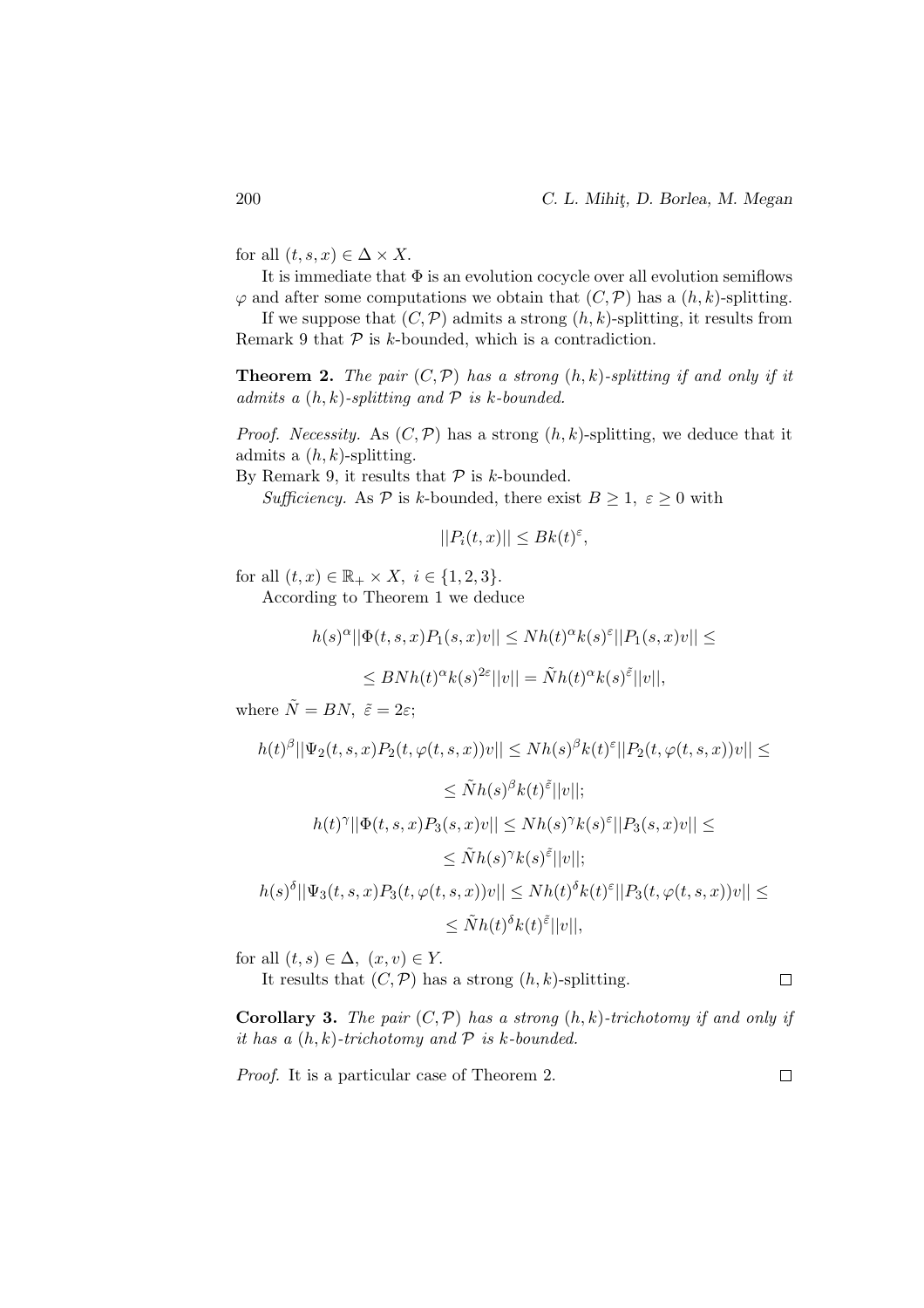for all $(t, s, x) \in \Delta \times X$.

It is immediate that $\Phi$ is an evolution cocycle over all evolution semiflows $\varphi$ and after some computations we obtain that $(C, \mathcal{P})$ has a $(h, k)$-splitting.

If we suppose that $(C, \mathcal{P})$ admits a strong $(h, k)$-splitting, it results from Remark 9 that $\mathcal{P}$ is $k$-bounded, which is a contradiction.

**Theorem 2.** *The pair $(C, \mathcal{P})$ has a strong $(h, k)$-splitting if and only if it admits a $(h, k)$-splitting and $\mathcal{P}$ is $k$-bounded.*

*Proof. Necessity.* As $(C, \mathcal{P})$ has a strong $(h, k)$-splitting, we deduce that it admits a $(h, k)$-splitting.
By Remark 9, it results that $\mathcal{P}$ is $k$-bounded.

*Sufficiency.* As $\mathcal{P}$ is $k$-bounded, there exist $B \geq 1,\ \varepsilon \geq 0$ with

$$||P_i(t, x)|| \leq Bk(t)^{\varepsilon},$$

for all $(t, x) \in \mathbb{R}_+ \times X,\ i \in \{1, 2, 3\}$.

According to Theorem 1 we deduce

$$h(s)^{\alpha}||\Phi(t, s, x)P_1(s, x)v|| \leq Nh(t)^{\alpha}k(s)^{\varepsilon}||P_1(s, x)v|| \leq$$

$$\leq BNh(t)^{\alpha}k(s)^{2\varepsilon}||v|| = \tilde{N}h(t)^{\alpha}k(s)^{\tilde{\varepsilon}}||v||,$$

where $\tilde{N} = BN,\ \tilde{\varepsilon} = 2\varepsilon$;

$$h(t)^{\beta}||\Psi_2(t, s, x)P_2(t, \varphi(t, s, x))v|| \leq Nh(s)^{\beta}k(t)^{\varepsilon}||P_2(t, \varphi(t, s, x))v|| \leq$$

$$\leq \tilde{N}h(s)^{\beta}k(t)^{\tilde{\varepsilon}}||v||;$$

$$h(t)^{\gamma}||\Phi(t, s, x)P_3(s, x)v|| \leq Nh(s)^{\gamma}k(s)^{\varepsilon}||P_3(s, x)v|| \leq$$

$$\leq \tilde{N}h(s)^{\gamma}k(s)^{\tilde{\varepsilon}}||v||;$$

$$h(s)^{\delta}||\Psi_3(t, s, x)P_3(t, \varphi(t, s, x))v|| \leq Nh(t)^{\delta}k(t)^{\varepsilon}||P_3(t, \varphi(t, s, x))v|| \leq$$

$$\leq \tilde{N}h(t)^{\delta}k(t)^{\tilde{\varepsilon}}||v||,$$

for all $(t, s) \in \Delta,\ (x, v) \in Y$.

It results that $(C, \mathcal{P})$ has a strong $(h, k)$-splitting. $\square$

**Corollary 3.** *The pair $(C, \mathcal{P})$ has a strong $(h, k)$-trichotomy if and only if it has a $(h, k)$-trichotomy and $\mathcal{P}$ is $k$-bounded.*

*Proof.* It is a particular case of Theorem 2. $\square$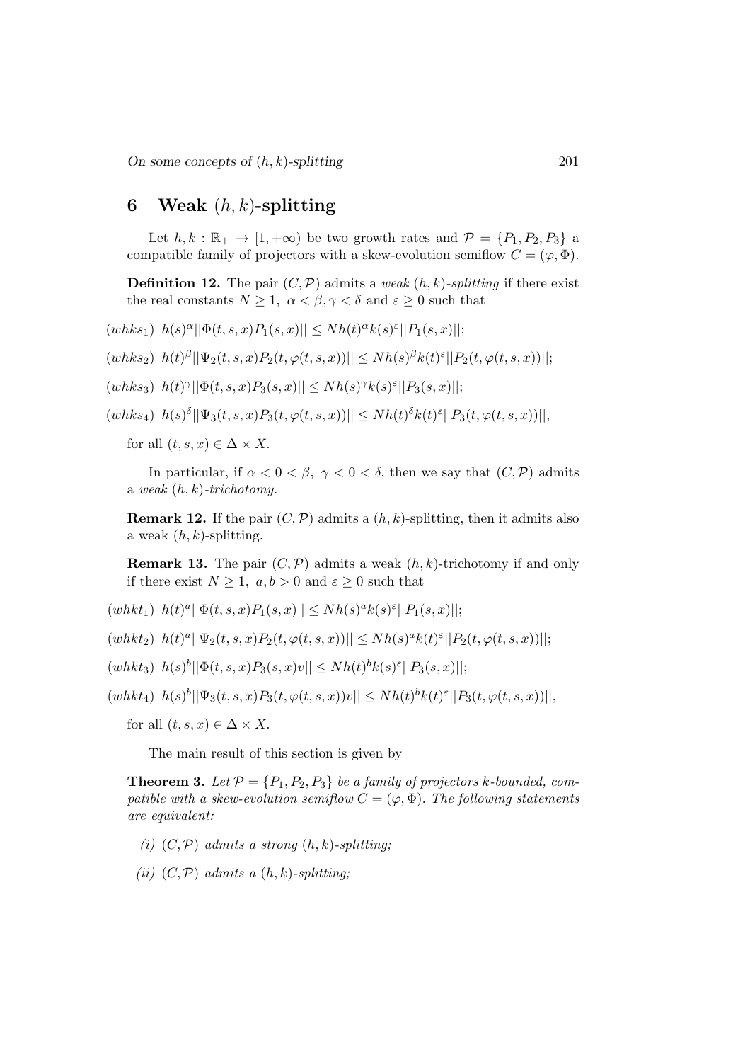## 6 Weak $(h,k)$-splitting

Let $h,k : \mathbb{R}_+ \to [1,+\infty)$ be two growth rates and $\mathcal{P} = \{P_1, P_2, P_3\}$ a compatible family of projectors with a skew-evolution semiflow $C = (\varphi, \Phi)$.

**Definition 12.** The pair $(C, \mathcal{P})$ admits a *weak $(h,k)$-splitting* if there exist the real constants $N \geq 1$, $\alpha < \beta, \gamma < \delta$ and $\varepsilon \geq 0$ such that

$(whks_1)$ $h(s)^\alpha ||\Phi(t,s,x)P_1(s,x)|| \leq N h(t)^\alpha k(s)^\varepsilon ||P_1(s,x)||$;

$(whks_2)$ $h(t)^\beta ||\Psi_2(t,s,x)P_2(t,\varphi(t,s,x))|| \leq N h(s)^\beta k(t)^\varepsilon ||P_2(t,\varphi(t,s,x))||$;

$(whks_3)$ $h(t)^\gamma ||\Phi(t,s,x)P_3(s,x)|| \leq N h(s)^\gamma k(s)^\varepsilon ||P_3(s,x)||$;

$(whks_4)$ $h(s)^\delta ||\Psi_3(t,s,x)P_3(t,\varphi(t,s,x))|| \leq N h(t)^\delta k(t)^\varepsilon ||P_3(t,\varphi(t,s,x))||$,

for all $(t,s,x) \in \Delta \times X$.

In particular, if $\alpha < 0 < \beta$, $\gamma < 0 < \delta$, then we say that $(C, \mathcal{P})$ admits a *weak $(h,k)$-trichotomy.*

**Remark 12.** If the pair $(C, \mathcal{P})$ admits a $(h,k)$-splitting, then it admits also a weak $(h,k)$-splitting.

**Remark 13.** The pair $(C, \mathcal{P})$ admits a weak $(h,k)$-trichotomy if and only if there exist $N \geq 1$, $a, b > 0$ and $\varepsilon \geq 0$ such that

$(whkt_1)$ $h(t)^a ||\Phi(t,s,x)P_1(s,x)|| \leq N h(s)^a k(s)^\varepsilon ||P_1(s,x)||$;

$(whkt_2)$ $h(t)^a ||\Psi_2(t,s,x)P_2(t,\varphi(t,s,x))|| \leq N h(s)^a k(t)^\varepsilon ||P_2(t,\varphi(t,s,x))||$;

$(whkt_3)$ $h(s)^b ||\Phi(t,s,x)P_3(s,x)v|| \leq N h(t)^b k(s)^\varepsilon ||P_3(s,x)||$;

$(whkt_4)$ $h(s)^b ||\Psi_3(t,s,x)P_3(t,\varphi(t,s,x))v|| \leq N h(t)^b k(t)^\varepsilon ||P_3(t,\varphi(t,s,x))||$,

for all $(t,s,x) \in \Delta \times X$.

The main result of this section is given by

**Theorem 3.** *Let $\mathcal{P} = \{P_1, P_2, P_3\}$ be a family of projectors $k$-bounded, compatible with a skew-evolution semiflow $C = (\varphi, \Phi)$. The following statements are equivalent:*

*(i) $(C, \mathcal{P})$ admits a strong $(h,k)$-splitting;*

*(ii) $(C, \mathcal{P})$ admits a $(h,k)$-splitting;*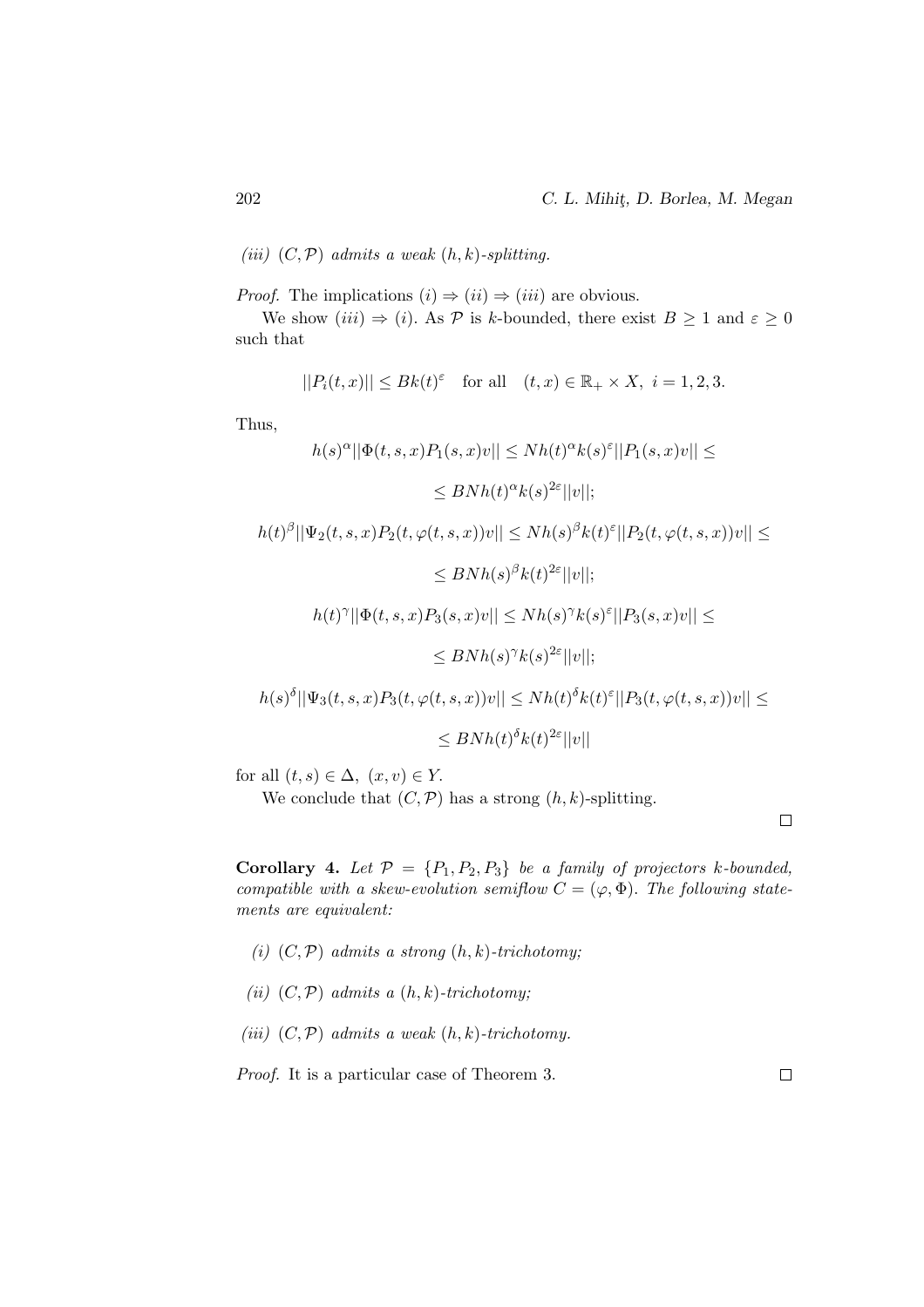*(iii)* $(C, \mathcal{P})$ *admits a weak* $(h, k)$*-splitting.*

*Proof.* The implications $(i) \Rightarrow (ii) \Rightarrow (iii)$ are obvious.

We show $(iii) \Rightarrow (i)$. As $\mathcal{P}$ is $k$-bounded, there exist $B \geq 1$ and $\varepsilon \geq 0$ such that

$$||P_i(t,x)|| \leq Bk(t)^\varepsilon \quad \text{for all} \quad (t,x) \in \mathbb{R}_+ \times X, \ i = 1, 2, 3.$$

Thus,

$$h(s)^\alpha ||\Phi(t,s,x)P_1(s,x)v|| \leq Nh(t)^\alpha k(s)^\varepsilon ||P_1(s,x)v|| \leq$$

$$\leq BNh(t)^\alpha k(s)^{2\varepsilon} ||v||;$$

$$h(t)^\beta ||\Psi_2(t,s,x)P_2(t,\varphi(t,s,x))v|| \leq Nh(s)^\beta k(t)^\varepsilon ||P_2(t,\varphi(t,s,x))v|| \leq$$

$$\leq BNh(s)^\beta k(t)^{2\varepsilon} ||v||;$$

$$h(t)^\gamma ||\Phi(t,s,x)P_3(s,x)v|| \leq Nh(s)^\gamma k(s)^\varepsilon ||P_3(s,x)v|| \leq$$

$$\leq BNh(s)^\gamma k(s)^{2\varepsilon} ||v||;$$

$$h(s)^\delta ||\Psi_3(t,s,x)P_3(t,\varphi(t,s,x))v|| \leq Nh(t)^\delta k(t)^\varepsilon ||P_3(t,\varphi(t,s,x))v|| \leq$$

$$\leq BNh(t)^\delta k(t)^{2\varepsilon} ||v||$$

for all $(t,s) \in \Delta, \ (x,v) \in Y$.

We conclude that $(C, \mathcal{P})$ has a strong $(h,k)$-splitting. $\square$

**Corollary 4.** *Let* $\mathcal{P} = \{P_1, P_2, P_3\}$ *be a family of projectors* $k$*-bounded, compatible with a skew-evolution semiflow* $C = (\varphi, \Phi)$*. The following statements are equivalent:*

*(i)* $(C, \mathcal{P})$ *admits a strong* $(h,k)$*-trichotomy;*

*(ii)* $(C, \mathcal{P})$ *admits a* $(h,k)$*-trichotomy;*

*(iii)* $(C, \mathcal{P})$ *admits a weak* $(h,k)$*-trichotomy.*

*Proof.* It is a particular case of Theorem 3. $\square$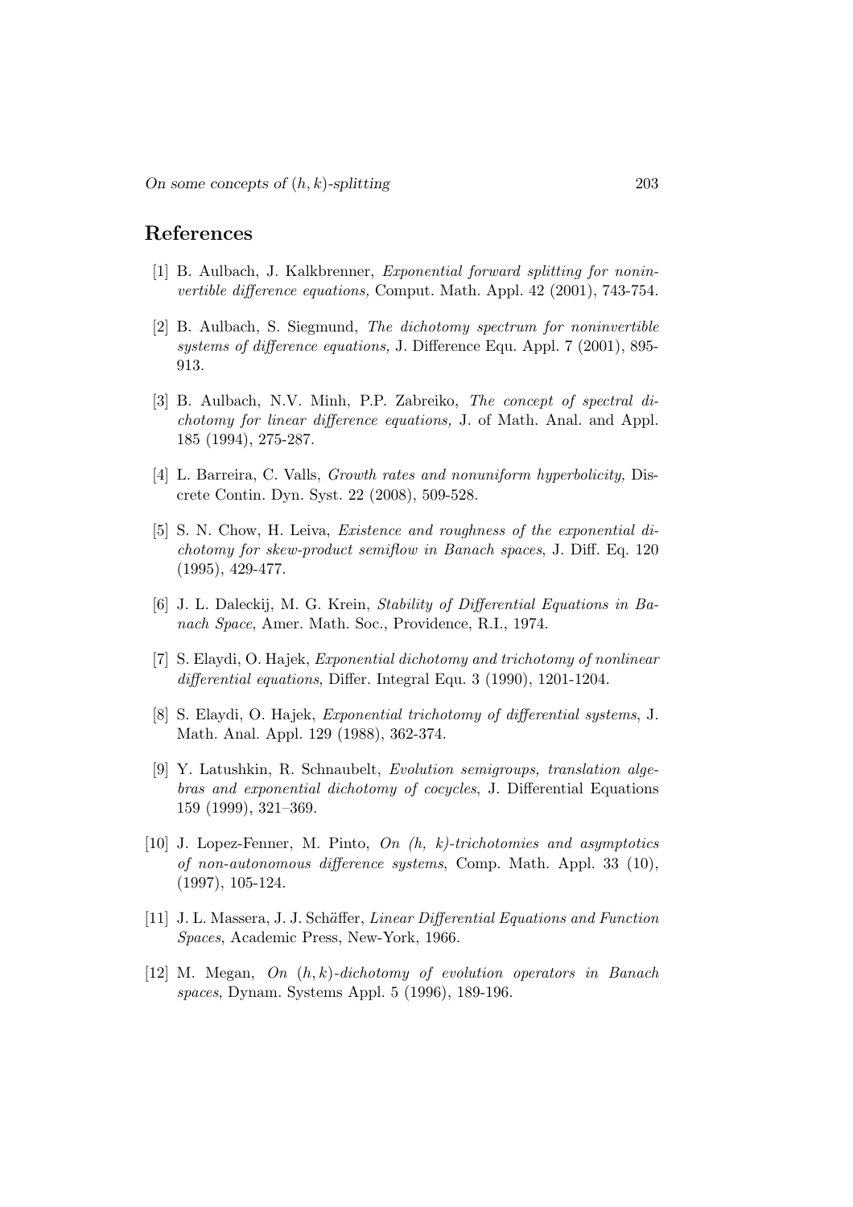## References

[1] B. Aulbach, J. Kalkbrenner, *Exponential forward splitting for noninvertible difference equations,* Comput. Math. Appl. 42 (2001), 743-754.

[2] B. Aulbach, S. Siegmund, *The dichotomy spectrum for noninvertible systems of difference equations,* J. Difference Equ. Appl. 7 (2001), 895-913.

[3] B. Aulbach, N.V. Minh, P.P. Zabreiko, *The concept of spectral dichotomy for linear difference equations,* J. of Math. Anal. and Appl. 185 (1994), 275-287.

[4] L. Barreira, C. Valls, *Growth rates and nonuniform hyperbolicity,* Discrete Contin. Dyn. Syst. 22 (2008), 509-528.

[5] S. N. Chow, H. Leiva, *Existence and roughness of the exponential dichotomy for skew-product semiflow in Banach spaces*, J. Diff. Eq. 120 (1995), 429-477.

[6] J. L. Daleckij, M. G. Krein, *Stability of Differential Equations in Banach Space*, Amer. Math. Soc., Providence, R.I., 1974.

[7] S. Elaydi, O. Hajek, *Exponential dichotomy and trichotomy of nonlinear differential equations*, Differ. Integral Equ. 3 (1990), 1201-1204.

[8] S. Elaydi, O. Hajek, *Exponential trichotomy of differential systems*, J. Math. Anal. Appl. 129 (1988), 362-374.

[9] Y. Latushkin, R. Schnaubelt, *Evolution semigroups, translation algebras and exponential dichotomy of cocycles*, J. Differential Equations 159 (1999), 321–369.

[10] J. Lopez-Fenner, M. Pinto, *On (h, k)-trichotomies and asymptotics of non-autonomous difference systems*, Comp. Math. Appl. 33 (10), (1997), 105-124.

[11] J. L. Massera, J. J. Schäffer, *Linear Differential Equations and Function Spaces*, Academic Press, New-York, 1966.

[12] M. Megan, *On $(h, k)$-dichotomy of evolution operators in Banach spaces*, Dynam. Systems Appl. 5 (1996), 189-196.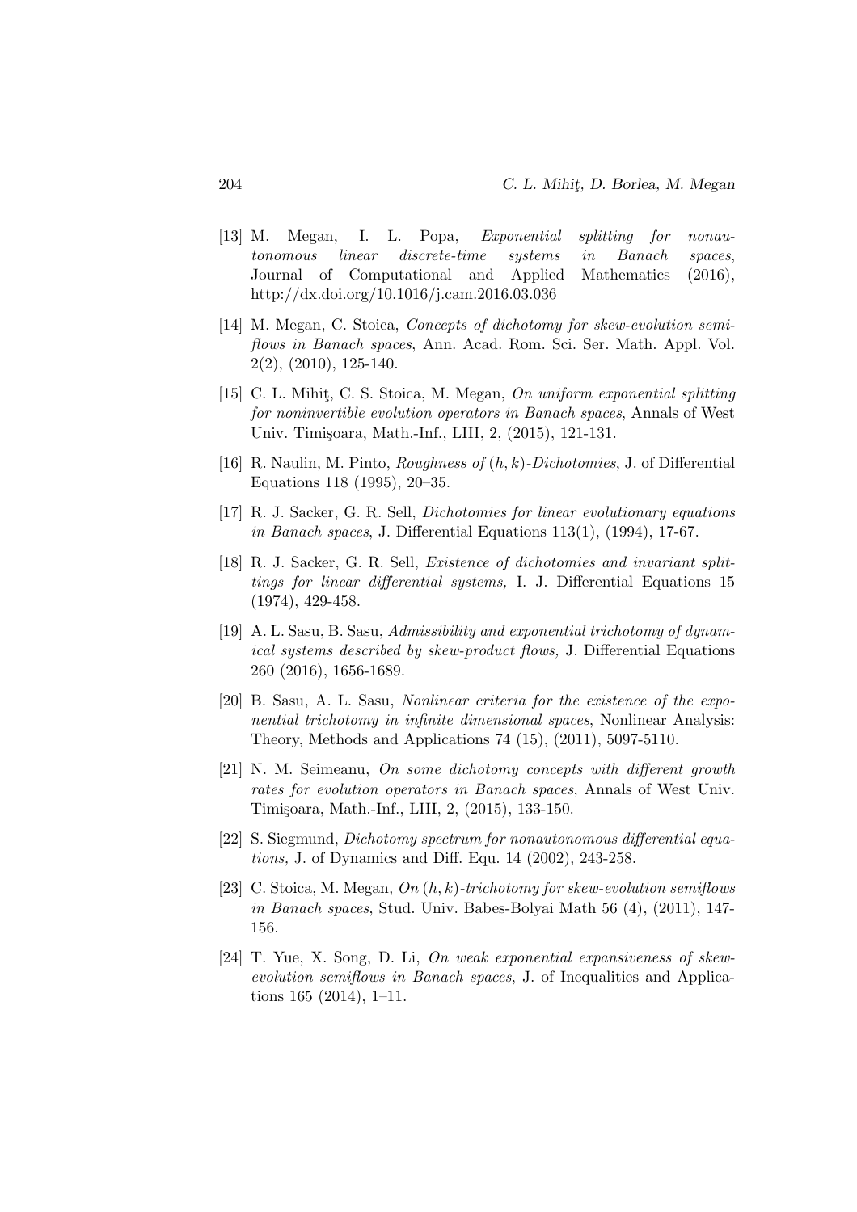[13] M. Megan, I. L. Popa, *Exponential splitting for nonautonomous linear discrete-time systems in Banach spaces*, Journal of Computational and Applied Mathematics (2016), http://dx.doi.org/10.1016/j.cam.2016.03.036

[14] M. Megan, C. Stoica, *Concepts of dichotomy for skew-evolution semiflows in Banach spaces*, Ann. Acad. Rom. Sci. Ser. Math. Appl. Vol. 2(2), (2010), 125-140.

[15] C. L. Mihiţ, C. S. Stoica, M. Megan, *On uniform exponential splitting for noninvertible evolution operators in Banach spaces*, Annals of West Univ. Timişoara, Math.-Inf., LIII, 2, (2015), 121-131.

[16] R. Naulin, M. Pinto, *Roughness of $(h, k)$-Dichotomies*, J. of Differential Equations 118 (1995), 20–35.

[17] R. J. Sacker, G. R. Sell, *Dichotomies for linear evolutionary equations in Banach spaces*, J. Differential Equations 113(1), (1994), 17-67.

[18] R. J. Sacker, G. R. Sell, *Existence of dichotomies and invariant splittings for linear differential systems,* I. J. Differential Equations 15 (1974), 429-458.

[19] A. L. Sasu, B. Sasu, *Admissibility and exponential trichotomy of dynamical systems described by skew-product flows,* J. Differential Equations 260 (2016), 1656-1689.

[20] B. Sasu, A. L. Sasu, *Nonlinear criteria for the existence of the exponential trichotomy in infinite dimensional spaces*, Nonlinear Analysis: Theory, Methods and Applications 74 (15), (2011), 5097-5110.

[21] N. M. Seimeanu, *On some dichotomy concepts with different growth rates for evolution operators in Banach spaces*, Annals of West Univ. Timişoara, Math.-Inf., LIII, 2, (2015), 133-150.

[22] S. Siegmund, *Dichotomy spectrum for nonautonomous differential equations,* J. of Dynamics and Diff. Equ. 14 (2002), 243-258.

[23] C. Stoica, M. Megan, *On $(h, k)$-trichotomy for skew-evolution semiflows in Banach spaces*, Stud. Univ. Babes-Bolyai Math 56 (4), (2011), 147-156.

[24] T. Yue, X. Song, D. Li, *On weak exponential expansiveness of skew-evolution semiflows in Banach spaces*, J. of Inequalities and Applications 165 (2014), 1–11.